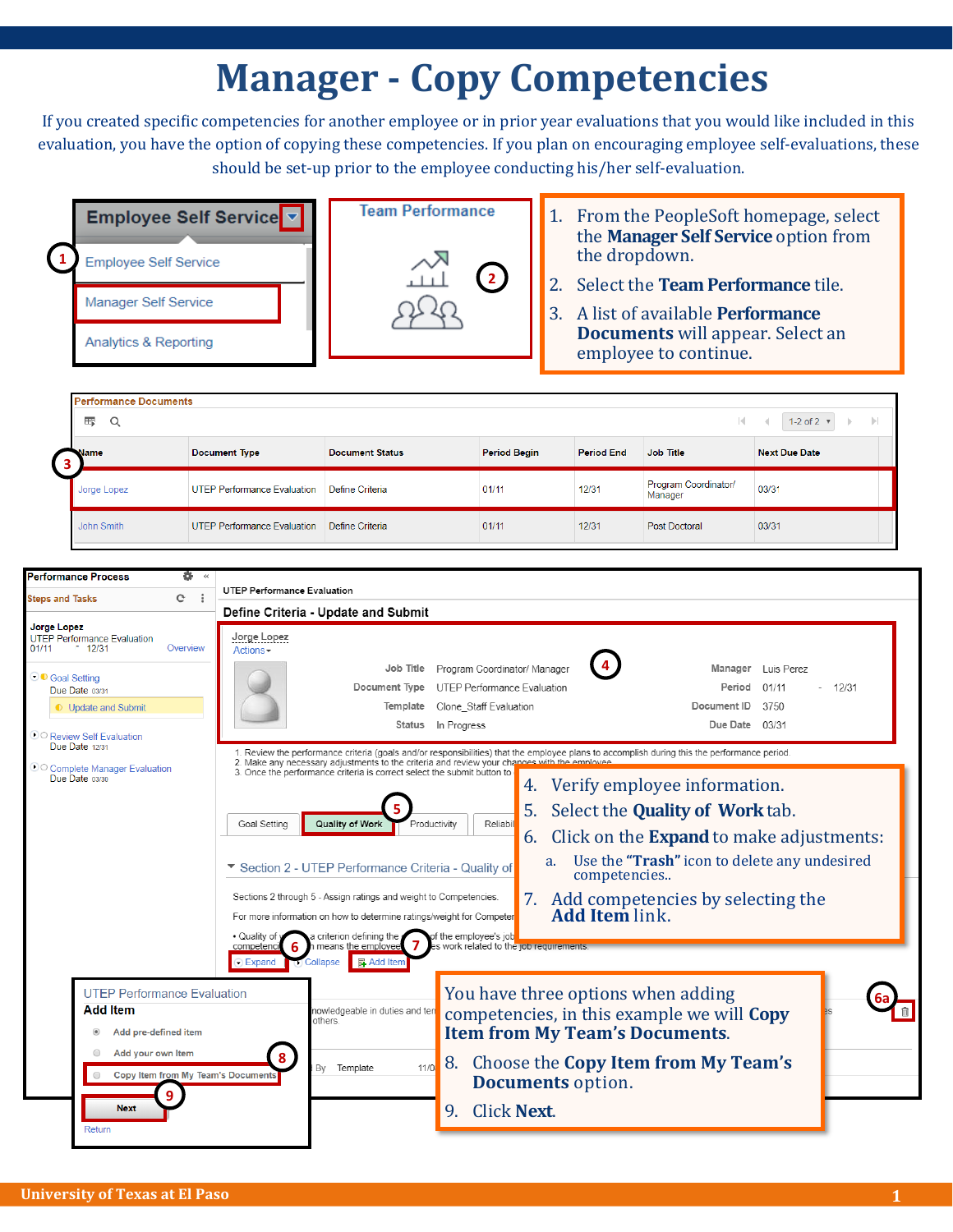# Manager - Copy Competencies

If you created specific competencies for another employee or in prior year evaluations that you would like included in this evaluation, you have the option of copying these competencies. If you plan on encouraging employee self-evaluations, these should be set-up prior to the employee conducting his/her self-evaluation.

1. From the PeopleSoft homepage, select the **Manager Self Service** option from the dropdown.
2. Select the **Team Performance** tile.
3. A list of available **Performance Documents** will appear. Select an employee to continue.

4. Verify employee information.
5. Select the **Quality of Work** tab.
6. Click on the **Expand** to make adjustments:
   a. Use the **"Trash"** icon to delete any undesired competencies..
7. Add competencies by selecting the **Add Item** link.

You have three options when adding competencies, in this example we will **Copy Item from My Team's Documents**.

8. Choose the **Copy Item from My Team's Documents** option.
9. Click **Next**.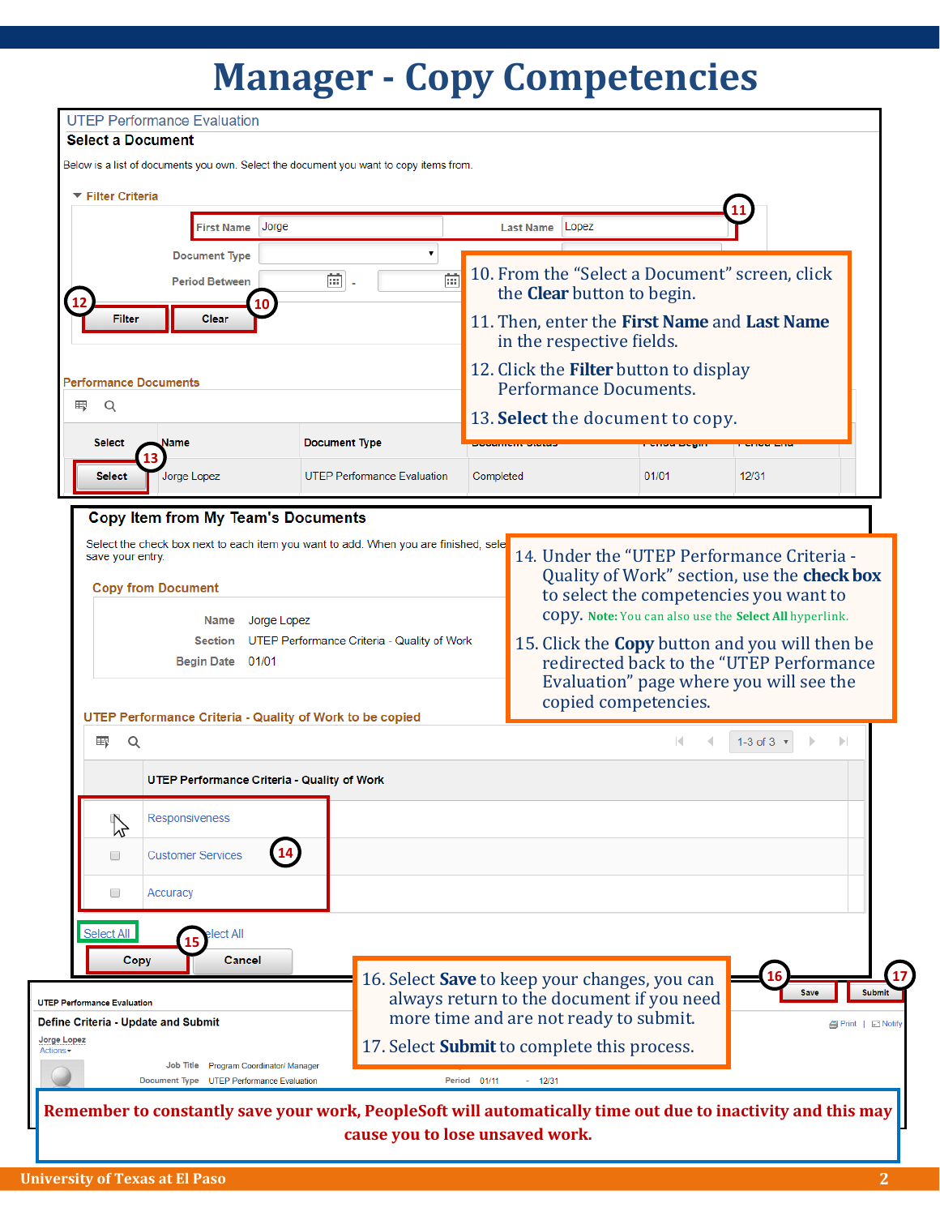# Manager - Copy Competencies

UTEP Performance Evaluation

**Select a Document**

Below is a list of documents you own. Select the document you want to copy items from.

Filter Criteria

First Name: Jorge  Last Name: Lopez

Document Type

Period Between

Filter  Clear

Performance Documents

| Select | Name | Document Type | Document Status | Period Begin | Period End |
|---|---|---|---|---|---|
| Select | Jorge Lopez | UTEP Performance Evaluation | Completed | 01/01 | 12/31 |

10. From the "Select a Document" screen, click the **Clear** button to begin.
11. Then, enter the **First Name** and **Last Name** in the respective fields.
12. Click the **Filter** button to display Performance Documents.
13. **Select** the document to copy.

**Copy Item from My Team's Documents**

Select the check box next to each item you want to add. When you are finished, sele... save your entry.

Copy from Document

Name: Jorge Lopez
Section: UTEP Performance Criteria - Quality of Work
Begin Date: 01/01

UTEP Performance Criteria - Quality of Work to be copied

1-3 of 3

| | UTEP Performance Criteria - Quality of Work |
|---|---|
| ☐ | Responsiveness |
| ☐ | Customer Services |
| ☐ | Accuracy |

Select All  Deselect All

Copy  Cancel

14. Under the "UTEP Performance Criteria - Quality of Work" section, use the **check box** to select the competencies you want to copy. **Note:** You can also use the **Select All** hyperlink.
15. Click the **Copy** button and you will then be redirected back to the "UTEP Performance Evaluation" page where you will see the copied competencies.

UTEP Performance Evaluation

**Define Criteria - Update and Submit**

Jorge Lopez
Actions

Job Title: Program Coordinator/ Manager
Document Type: UTEP Performance Evaluation
Period: 01/11 - 12/31

Save  Submit

Print | Notify

16. Select **Save** to keep your changes, you can always return to the document if you need more time and are not ready to submit.
17. Select **Submit** to complete this process.

**Remember to constantly save your work, PeopleSoft will automatically time out due to inactivity and this may cause you to lose unsaved work.**

University of Texas at El Paso